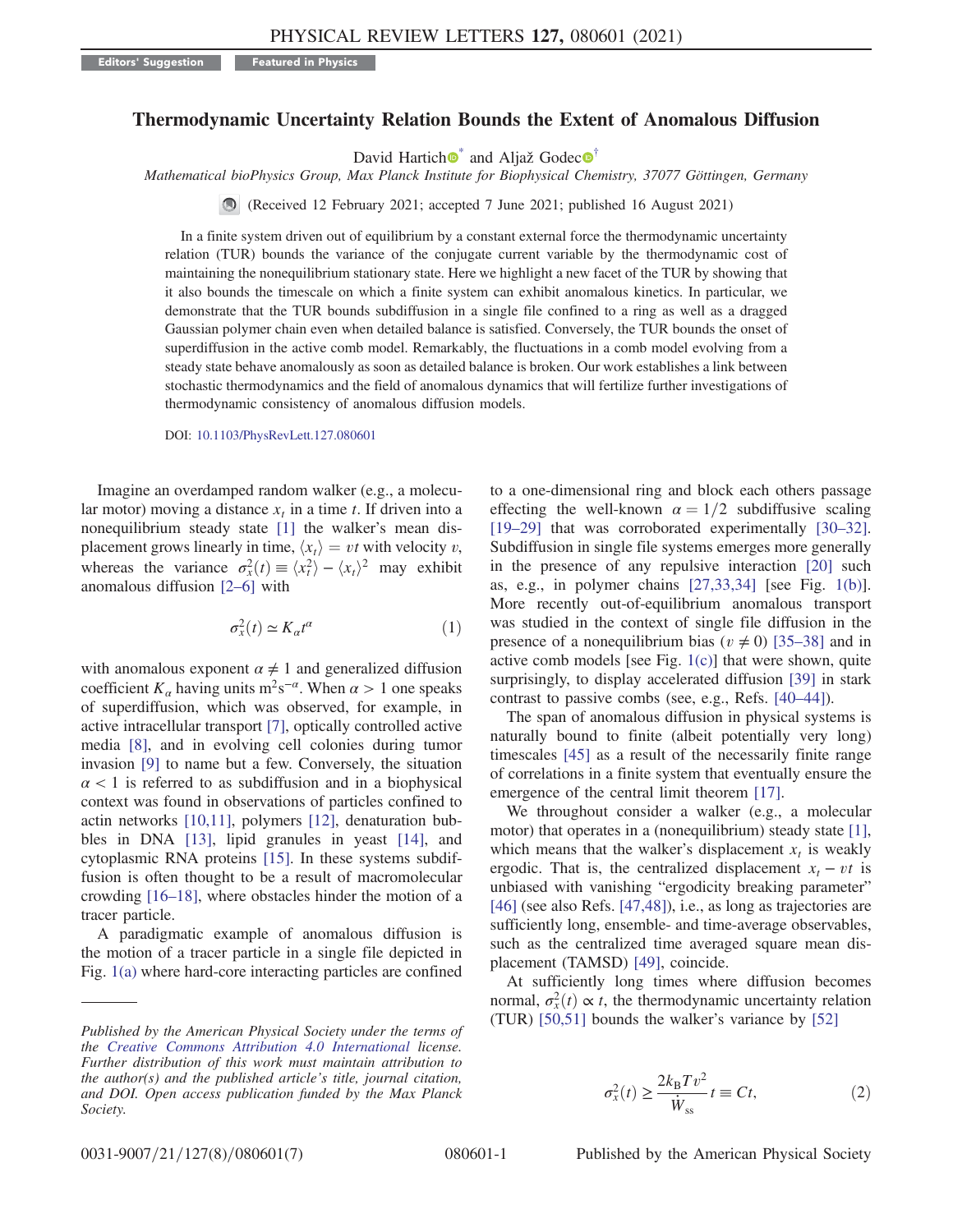Editors' Suggestion | Featured in Physics

# Thermodynamic Uncertainty Relation Bounds the Extent of Anomalous Diffusion

David Hartich[*] and Aljaž Godec[†]

*Mathematical bioPhysics Group, Max Planck Institute for Biophysical Chemistry, 37077 Göttingen, Germany*

(Received 12 February 2021; accepted 7 June 2021; published 16 August 2021)

In a finite system driven out of equilibrium by a constant external force the thermodynamic uncertainty relation (TUR) bounds the variance of the conjugate current variable by the thermodynamic cost of maintaining the nonequilibrium stationary state. Here we highlight a new facet of the TUR by showing that it also bounds the timescale on which a finite system can exhibit anomalous kinetics. In particular, we demonstrate that the TUR bounds subdiffusion in a single file confined to a ring as well as a dragged Gaussian polymer chain even when detailed balance is satisfied. Conversely, the TUR bounds the onset of superdiffusion in the active comb model. Remarkably, the fluctuations in a comb model evolving from a steady state behave anomalously as soon as detailed balance is broken. Our work establishes a link between stochastic thermodynamics and the field of anomalous dynamics that will fertilize further investigations of thermodynamic consistency of anomalous diffusion models.

DOI: 10.1103/PhysRevLett.127.080601

Imagine an overdamped random walker (e.g., a molecular motor) moving a distance $x_t$ in a time $t$. If driven into a nonequilibrium steady state [1] the walker's mean displacement grows linearly in time, $\langle x_t \rangle = vt$ with velocity $v$, whereas the variance $\sigma_x^2(t) \equiv \langle x_t^2 \rangle - \langle x_t \rangle^2$ may exhibit anomalous diffusion [2–6] with

$$\sigma_x^2(t) \simeq K_\alpha t^\alpha \tag{1}$$

with anomalous exponent $\alpha \neq 1$ and generalized diffusion coefficient $K_\alpha$ having units $\mathrm{m}^2\mathrm{s}^{-\alpha}$. When $\alpha > 1$ one speaks of superdiffusion, which was observed, for example, in active intracellular transport [7], optically controlled active media [8], and in evolving cell colonies during tumor invasion [9] to name but a few. Conversely, the situation $\alpha < 1$ is referred to as subdiffusion and in a biophysical context was found in observations of particles confined to actin networks [10,11], polymers [12], denaturation bubbles in DNA [13], lipid granules in yeast [14], and cytoplasmic RNA proteins [15]. In these systems subdiffusion is often thought to be a result of macromolecular crowding [16–18], where obstacles hinder the motion of a tracer particle.

A paradigmatic example of anomalous diffusion is the motion of a tracer particle in a single file depicted in Fig. 1(a) where hard-core interacting particles are confined to a one-dimensional ring and block each others passage effecting the well-known $\alpha = 1/2$ subdiffusive scaling [19–29] that was corroborated experimentally [30–32]. Subdiffusion in single file systems emerges more generally in the presence of any repulsive interaction [20] such as, e.g., in polymer chains [27,33,34] [see Fig. 1(b)]. More recently out-of-equilibrium anomalous transport was studied in the context of single file diffusion in the presence of a nonequilibrium bias ($v \neq 0$) [35–38] and in active comb models [see Fig. 1(c)] that were shown, quite surprisingly, to display accelerated diffusion [39] in stark contrast to passive combs (see, e.g., Refs. [40–44]).

The span of anomalous diffusion in physical systems is naturally bound to finite (albeit potentially very long) timescales [45] as a result of the necessarily finite range of correlations in a finite system that eventually ensure the emergence of the central limit theorem [17].

We throughout consider a walker (e.g., a molecular motor) that operates in a (nonequilibrium) steady state [1], which means that the walker's displacement $x_t$ is weakly ergodic. That is, the centralized displacement $x_t - vt$ is unbiased with vanishing "ergodicity breaking parameter" [46] (see also Refs. [47,48]), i.e., as long as trajectories are sufficiently long, ensemble- and time-average observables, such as the centralized time averaged square mean displacement (TAMSD) [49], coincide.

At sufficiently long times where diffusion becomes normal, $\sigma_x^2(t) \propto t$, the thermodynamic uncertainty relation (TUR) [50,51] bounds the walker's variance by [52]

$$\sigma_x^2(t) \geq \frac{2k_{\mathrm{B}}Tv^2}{\dot{W}_{\mathrm{ss}}} t \equiv Ct, \tag{2}$$

*Published by the American Physical Society under the terms of the Creative Commons Attribution 4.0 International license. Further distribution of this work must maintain attribution to the author(s) and the published article's title, journal citation, and DOI. Open access publication funded by the Max Planck Society.*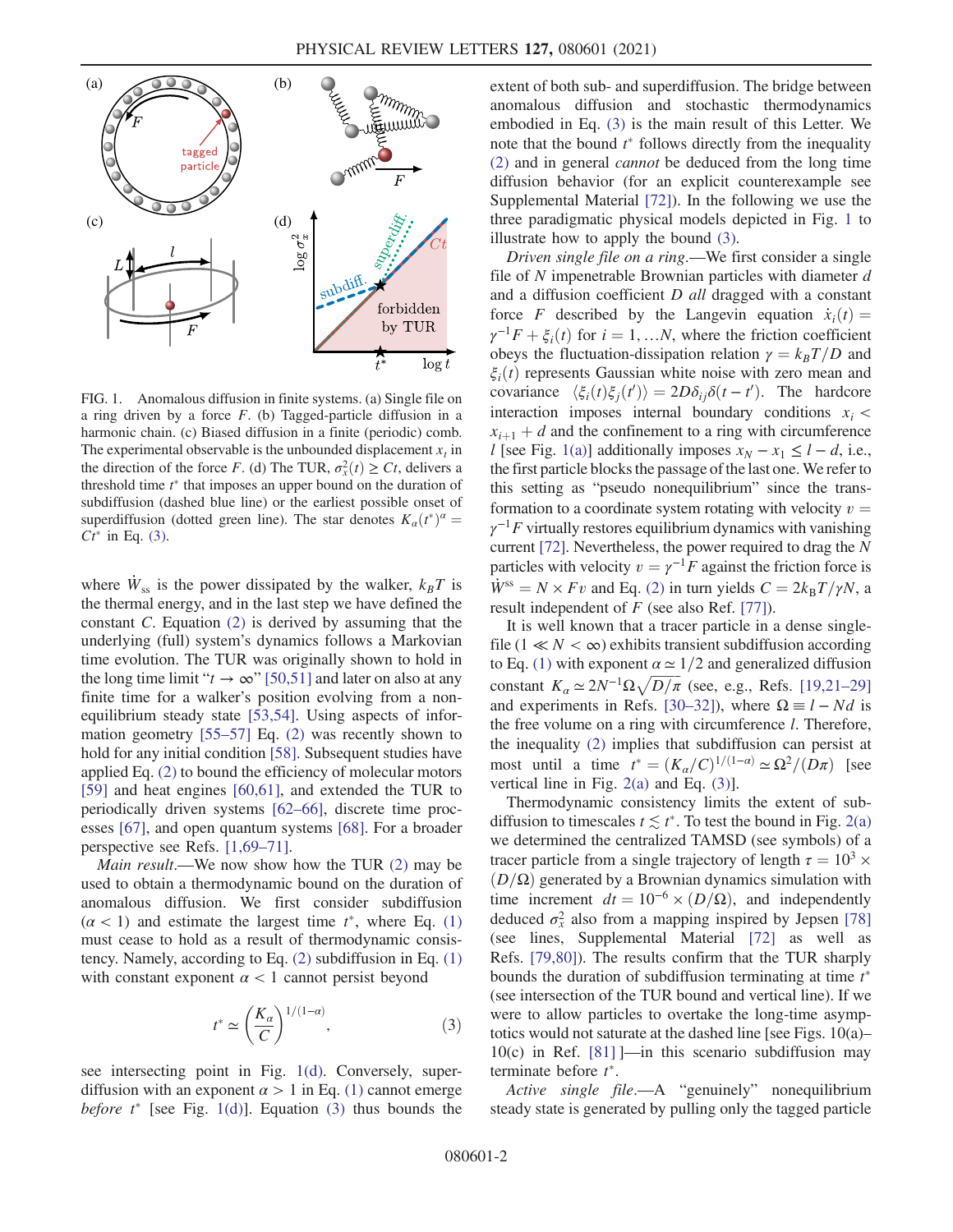FIG. 1. Anomalous diffusion in finite systems. (a) Single file on a ring driven by a force $F$. (b) Tagged-particle diffusion in a harmonic chain. (c) Biased diffusion in a finite (periodic) comb. The experimental observable is the unbounded displacement $x_t$ in the direction of the force $F$. (d) The TUR, $\sigma_x^2(t) \geq Ct$, delivers a threshold time $t^*$ that imposes an upper bound on the duration of subdiffusion (dashed blue line) or the earliest possible onset of superdiffusion (dotted green line). The star denotes $K_\alpha(t^*)^\alpha = Ct^*$ in Eq. (3).

where $\dot{W}_{ss}$ is the power dissipated by the walker, $k_BT$ is the thermal energy, and in the last step we have defined the constant $C$. Equation (2) is derived by assuming that the underlying (full) system's dynamics follows a Markovian time evolution. The TUR was originally shown to hold in the long time limit "$t \to \infty$" [50,51] and later on also at any finite time for a walker's position evolving from a nonequilibrium steady state [53,54]. Using aspects of information geometry [55–57] Eq. (2) was recently shown to hold for any initial condition [58]. Subsequent studies have applied Eq. (2) to bound the efficiency of molecular motors [59] and heat engines [60,61], and extended the TUR to periodically driven systems [62–66], discrete time processes [67], and open quantum systems [68]. For a broader perspective see Refs. [1,69–71].

*Main result.*—We now show how the TUR (2) may be used to obtain a thermodynamic bound on the duration of anomalous diffusion. We first consider subdiffusion ($\alpha < 1$) and estimate the largest time $t^*$, where Eq. (1) must cease to hold as a result of thermodynamic consistency. Namely, according to Eq. (2) subdiffusion in Eq. (1) with constant exponent $\alpha < 1$ cannot persist beyond

$$t^* \simeq \left(\frac{K_\alpha}{C}\right)^{1/(1-\alpha)}, \tag{3}$$

see intersecting point in Fig. 1(d). Conversely, superdiffusion with an exponent $\alpha > 1$ in Eq. (1) cannot emerge *before* $t^*$ [see Fig. 1(d)]. Equation (3) thus bounds the extent of both sub- and superdiffusion. The bridge between anomalous diffusion and stochastic thermodynamics embodied in Eq. (3) is the main result of this Letter. We note that the bound $t^*$ follows directly from the inequality (2) and in general *cannot* be deduced from the long time diffusion behavior (for an explicit counterexample see Supplemental Material [72]). In the following we use the three paradigmatic physical models depicted in Fig. 1 to illustrate how to apply the bound (3).

*Driven single file on a ring.*—We first consider a single file of $N$ impenetrable Brownian particles with diameter $d$ and a diffusion coefficient $D$ *all* dragged with a constant force $F$ described by the Langevin equation $\dot{x}_i(t) = \gamma^{-1}F + \xi_i(t)$ for $i = 1, \ldots N$, where the friction coefficient obeys the fluctuation-dissipation relation $\gamma = k_BT/D$ and $\xi_i(t)$ represents Gaussian white noise with zero mean and covariance $\langle \xi_i(t)\xi_j(t')\rangle = 2D\delta_{ij}\delta(t-t')$. The hardcore interaction imposes internal boundary conditions $x_i < x_{i+1} + d$ and the confinement to a ring with circumference $l$ [see Fig. 1(a)] additionally imposes $x_N - x_1 \leq l - d$, i.e., the first particle blocks the passage of the last one. We refer to this setting as "pseudo nonequilibrium" since the transformation to a coordinate system rotating with velocity $v = \gamma^{-1}F$ virtually restores equilibrium dynamics with vanishing current [72]. Nevertheless, the power required to drag the $N$ particles with velocity $v = \gamma^{-1}F$ against the friction force is $\dot{W}^{ss} = N \times Fv$ and Eq. (2) in turn yields $C = 2k_BT/\gamma N$, a result independent of $F$ (see also Ref. [77]).

It is well known that a tracer particle in a dense single-file ($1 \ll N < \infty$) exhibits transient subdiffusion according to Eq. (1) with exponent $\alpha \simeq 1/2$ and generalized diffusion constant $K_\alpha \simeq 2N^{-1}\Omega\sqrt{D/\pi}$ (see, e.g., Refs. [19,21–29] and experiments in Refs. [30–32]), where $\Omega \equiv l - Nd$ is the free volume on a ring with circumference $l$. Therefore, the inequality (2) implies that subdiffusion can persist at most until a time $t^* = (K_\alpha/C)^{1/(1-\alpha)} \simeq \Omega^2/(D\pi)$ [see vertical line in Fig. 2(a) and Eq. (3)].

Thermodynamic consistency limits the extent of subdiffusion to timescales $t \lesssim t^*$. To test the bound in Fig. 2(a) we determined the centralized TAMSD (see symbols) of a tracer particle from a single trajectory of length $\tau = 10^3 \times (D/\Omega)$ generated by a Brownian dynamics simulation with time increment $dt = 10^{-6} \times (D/\Omega)$, and independently deduced $\sigma_x^2$ also from a mapping inspired by Jepsen [78] (see lines, Supplemental Material [72] as well as Refs. [79,80]). The results confirm that the TUR sharply bounds the duration of subdiffusion terminating at time $t^*$ (see intersection of the TUR bound and vertical line). If we were to allow particles to overtake the long-time asymptotics would not saturate at the dashed line [see Figs. 10(a)–10(c) in Ref. [81]]—in this scenario subdiffusion may terminate before $t^*$.

*Active single file.*—A "genuinely" nonequilibrium steady state is generated by pulling only the tagged particle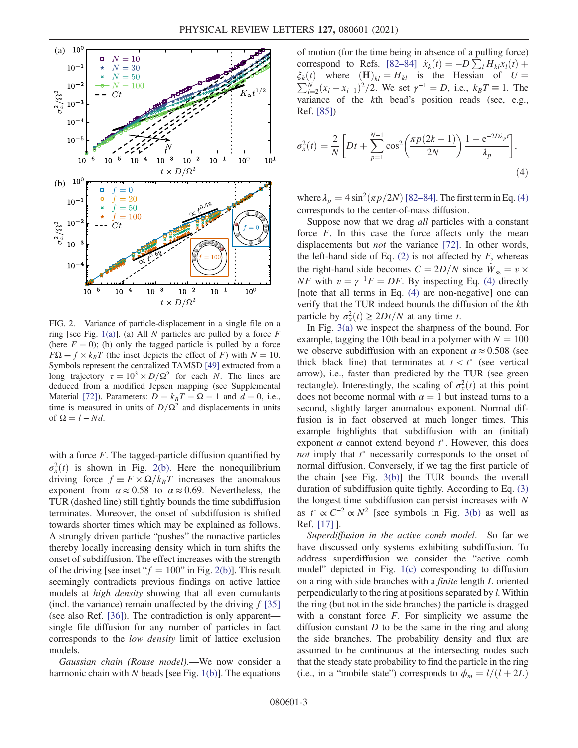FIG. 2. Variance of particle-displacement in a single file on a ring [see Fig. 1(a)]. (a) All $N$ particles are pulled by a force $F$ (here $F=0$); (b) only the tagged particle is pulled by a force $F\Omega \equiv f \times k_BT$ (the inset depicts the effect of $F$) with $N=10$. Symbols represent the centralized TAMSD [49] extracted from a long trajectory $\tau = 10^3 \times D/\Omega^2$ for each $N$. The lines are deduced from a modified Jepsen mapping (see Supplemental Material [72]). Parameters: $D = k_BT = \Omega = 1$ and $d=0$, i.e., time is measured in units of $D/\Omega^2$ and displacements in units of $\Omega = l - Nd$.

with a force $F$. The tagged-particle diffusion quantified by $\sigma_x^2(t)$ is shown in Fig. 2(b). Here the nonequilibrium driving force $f \equiv F \times \Omega/k_BT$ increases the anomalous exponent from $\alpha \approx 0.58$ to $\alpha \approx 0.69$. Nevertheless, the TUR (dashed line) still tightly bounds the time subdiffusion terminates. Moreover, the onset of subdiffusion is shifted towards shorter times which may be explained as follows. A strongly driven particle "pushes" the nonactive particles thereby locally increasing density which in turn shifts the onset of subdiffusion. The effect increases with the strength of the driving [see inset "$f=100$" in Fig. 2(b)]. This result seemingly contradicts previous findings on active lattice models at *high density* showing that all even cumulants (incl. the variance) remain unaffected by the driving $f$ [35] (see also Ref. [36]). The contradiction is only apparent—single file diffusion for any number of particles in fact corresponds to the *low density* limit of lattice exclusion models.

*Gaussian chain (Rouse model).*—We now consider a harmonic chain with $N$ beads [see Fig. 1(b)]. The equations of motion (for the time being in absence of a pulling force) correspond to Refs. [82–84] $\dot{x}_k(t) = -D\sum_l H_{kl}x_l(t) + \xi_k(t)$ where $(\mathbf{H})_{kl} = H_{kl}$ is the Hessian of $U = \sum_{i=2}^N (x_i - x_{i-1})^2/2$. We set $\gamma^{-1} = D$, i.e., $k_BT \equiv 1$. The variance of the $k$th bead's position reads (see, e.g., Ref. [85])

$$\sigma_x^2(t) = \frac{2}{N}\left[Dt + \sum_{p=1}^{N-1} \cos^2\left(\frac{\pi p(2k-1)}{2N}\right)\frac{1-e^{-2D\lambda_p t}}{\lambda_p}\right], \tag{4}$$

where $\lambda_p = 4\sin^2(\pi p/2N)$ [82–84]. The first term in Eq. (4) corresponds to the center-of-mass diffusion.

Suppose now that we drag *all* particles with a constant force $F$. In this case the force affects only the mean displacements but *not* the variance [72]. In other words, the left-hand side of Eq. (2) is not affected by $F$, whereas the right-hand side becomes $C = 2D/N$ since $\dot{W}_{ss} = v \times NF$ with $v = \gamma^{-1}F = DF$. By inspecting Eq. (4) directly [note that all terms in Eq. (4) are non-negative] one can verify that the TUR indeed bounds the diffusion of the $k$th particle by $\sigma_x^2(t) \geq 2Dt/N$ at any time $t$.

In Fig. 3(a) we inspect the sharpness of the bound. For example, tagging the 10th bead in a polymer with $N=100$ we observe subdiffusion with an exponent $\alpha \approx 0.508$ (see thick black line) that terminates at $t < t^*$ (see vertical arrow), i.e., faster than predicted by the TUR (see green rectangle). Interestingly, the scaling of $\sigma_x^2(t)$ at this point does not become normal with $\alpha = 1$ but instead turns to a second, slightly larger anomalous exponent. Normal diffusion is in fact observed at much longer times. This example highlights that subdiffusion with an (initial) exponent $\alpha$ cannot extend beyond $t^*$. However, this does *not* imply that $t^*$ necessarily corresponds to the onset of normal diffusion. Conversely, if we tag the first particle of the chain [see Fig. 3(b)] the TUR bounds the overall duration of subdiffusion quite tightly. According to Eq. (3) the longest time subdiffusion can persist increases with $N$ as $t^* \propto C^{-2} \propto N^2$ [see symbols in Fig. 3(b) as well as Ref. [17] ].

*Superdiffusion in the active comb model.*—So far we have discussed only systems exhibiting subdiffusion. To address superdiffusion we consider the "active comb model" depicted in Fig. 1(c) corresponding to diffusion on a ring with side branches with a *finite* length $L$ oriented perpendicularly to the ring at positions separated by $l$. Within the ring (but not in the side branches) the particle is dragged with a constant force $F$. For simplicity we assume the diffusion constant $D$ to be the same in the ring and along the side branches. The probability density and flux are assumed to be continuous at the intersecting nodes such that the steady state probability to find the particle in the ring (i.e., in a "mobile state") corresponds to $\phi_m = l/(l+2L)$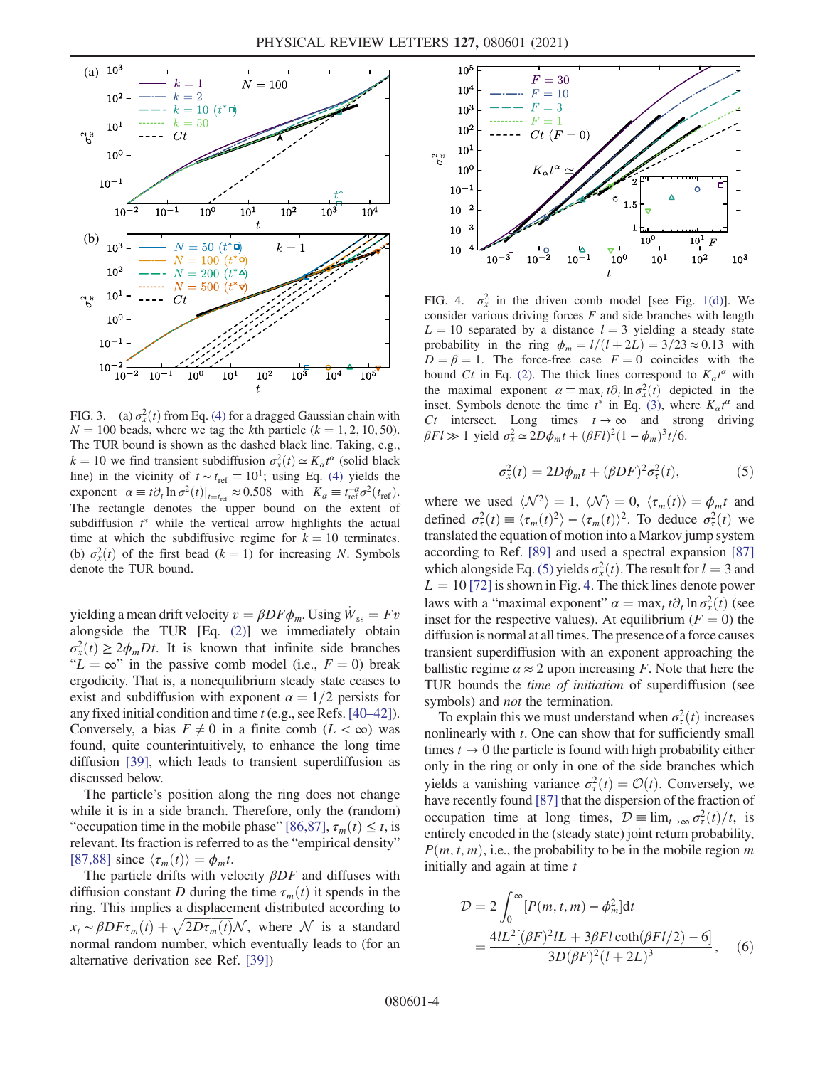FIG. 3. (a) $\sigma_x^2(t)$ from Eq. (4) for a dragged Gaussian chain with $N = 100$ beads, where we tag the $k$th particle ($k = 1, 2, 10, 50$). The TUR bound is shown as the dashed black line. Taking, e.g., $k = 10$ we find transient subdiffusion $\sigma_x^2(t) \simeq K_\alpha t^\alpha$ (solid black line) in the vicinity of $t \sim t_{\mathrm{ref}} \equiv 10^1$; using Eq. (4) yields the exponent $\alpha \equiv t\partial_t \ln \sigma^2(t)|_{t=t_{\mathrm{ref}}} \approx 0.508$ with $K_\alpha \equiv t_{\mathrm{ref}}^{-\alpha}\sigma^2(t_{\mathrm{ref}})$. The rectangle denotes the upper bound on the extent of subdiffusion $t^*$ while the vertical arrow highlights the actual time at which the subdiffusive regime for $k = 10$ terminates. (b) $\sigma_x^2(t)$ of the first bead ($k = 1$) for increasing $N$. Symbols denote the TUR bound.

yielding a mean drift velocity $v = \beta DF\phi_m$. Using $\dot{W}_{\mathrm{ss}} = Fv$ alongside the TUR [Eq. (2)] we immediately obtain $\sigma_x^2(t) \geq 2\phi_m Dt$. It is known that infinite side branches "$L = \infty$" in the passive comb model (i.e., $F = 0$) break ergodicity. That is, a nonequilibrium steady state ceases to exist and subdiffusion with exponent $\alpha = 1/2$ persists for any fixed initial condition and time $t$ (e.g., see Refs. [40–42]). Conversely, a bias $F \neq 0$ in a finite comb ($L < \infty$) was found, quite counterintuitively, to enhance the long time diffusion [39], which leads to transient superdiffusion as discussed below.

The particle's position along the ring does not change while it is in a side branch. Therefore, only the (random) "occupation time in the mobile phase" [86,87], $\tau_m(t) \leq t$, is relevant. Its fraction is referred to as the "empirical density" [87,88] since $\langle \tau_m(t) \rangle = \phi_m t$.

The particle drifts with velocity $\beta DF$ and diffuses with diffusion constant $D$ during the time $\tau_m(t)$ it spends in the ring. This implies a displacement distributed according to $x_t \sim \beta DF\tau_m(t) + \sqrt{2D\tau_m(t)}\mathcal{N}$, where $\mathcal{N}$ is a standard normal random number, which eventually leads to (for an alternative derivation see Ref. [39])

FIG. 4. $\sigma_x^2$ in the driven comb model [see Fig. 1(d)]. We consider various driving forces $F$ and side branches with length $L = 10$ separated by a distance $l = 3$ yielding a steady state probability in the ring $\phi_m = l/(l + 2L) = 3/23 \approx 0.13$ with $D = \beta = 1$. The force-free case $F = 0$ coincides with the bound $Ct$ in Eq. (2). The thick lines correspond to $K_\alpha t^\alpha$ with the maximal exponent $\alpha \equiv \max_t t\partial_t \ln \sigma_x^2(t)$ depicted in the inset. Symbols denote the time $t^*$ in Eq. (3), where $K_\alpha t^\alpha$ and $Ct$ intersect. Long times $t \to \infty$ and strong driving $\beta Fl \gg 1$ yield $\sigma_x^2 \simeq 2D\phi_m t + (\beta Fl)^2(1 - \phi_m)^3 t/6$.

$$\sigma_x^2(t) = 2D\phi_m t + (\beta DF)^2\sigma_\tau^2(t), \tag{5}$$

where we used $\langle \mathcal{N}^2 \rangle = 1$, $\langle \mathcal{N} \rangle = 0$, $\langle \tau_m(t) \rangle = \phi_m t$ and defined $\sigma_\tau^2(t) \equiv \langle \tau_m(t)^2 \rangle - \langle \tau_m(t) \rangle^2$. To deduce $\sigma_\tau^2(t)$ we translated the equation of motion into a Markov jump system according to Ref. [89] and used a spectral expansion [87] which alongside Eq. (5) yields $\sigma_x^2(t)$. The result for $l = 3$ and $L = 10$ [72] is shown in Fig. 4. The thick lines denote power laws with a "maximal exponent" $\alpha = \max_t t\partial_t \ln \sigma_x^2(t)$ (see inset for the respective values). At equilibrium ($F = 0$) the diffusion is normal at all times. The presence of a force causes transient superdiffusion with an exponent approaching the ballistic regime $\alpha \approx 2$ upon increasing $F$. Note that here the TUR bounds the *time of initiation* of superdiffusion (see symbols) and *not* the termination.

To explain this we must understand when $\sigma_\tau^2(t)$ increases nonlinearly with $t$. One can show that for sufficiently small times $t \to 0$ the particle is found with high probability either only in the ring or only in one of the side branches which yields a vanishing variance $\sigma_\tau^2(t) = \mathcal{O}(t)$. Conversely, we have recently found [87] that the dispersion of the fraction of occupation time at long times, $\mathcal{D} \equiv \lim_{t\to\infty} \sigma_\tau^2(t)/t$, is entirely encoded in the (steady state) joint return probability, $P(m, t, m)$, i.e., the probability to be in the mobile region $m$ initially and again at time $t$

$$\begin{aligned}\mathcal{D} &= 2\int_0^\infty [P(m, t, m) - \phi_m^2]\mathrm{d}t \\ &= \frac{4lL^2[(\beta F)^2 lL + 3\beta Fl \coth(\beta Fl/2) - 6]}{3D(\beta F)^2(l + 2L)^3},\end{aligned} \tag{6}$$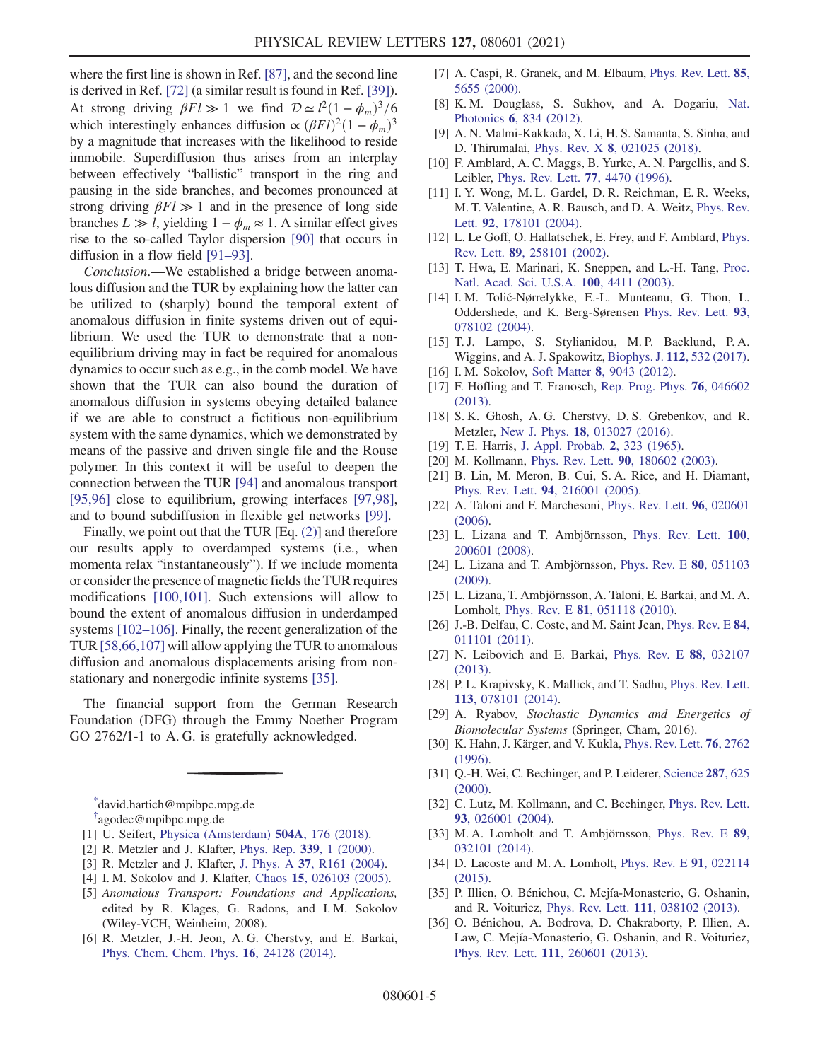where the first line is shown in Ref. [87], and the second line is derived in Ref. [72] (a similar result is found in Ref. [39]). At strong driving $\beta Fl \gg 1$ we find $\mathcal{D} \simeq l^2(1-\phi_m)^3/6$ which interestingly enhances diffusion $\propto (\beta Fl)^2(1-\phi_m)^3$ by a magnitude that increases with the likelihood to reside immobile. Superdiffusion thus arises from an interplay between effectively "ballistic" transport in the ring and pausing in the side branches, and becomes pronounced at strong driving $\beta Fl \gg 1$ and in the presence of long side branches $L \gg l$, yielding $1-\phi_m \approx 1$. A similar effect gives rise to the so-called Taylor dispersion [90] that occurs in diffusion in a flow field [91–93].

*Conclusion.*—We established a bridge between anomalous diffusion and the TUR by explaining how the latter can be utilized to (sharply) bound the temporal extent of anomalous diffusion in finite systems driven out of equilibrium. We used the TUR to demonstrate that a nonequilibrium driving may in fact be required for anomalous dynamics to occur such as e.g., in the comb model. We have shown that the TUR can also bound the duration of anomalous diffusion in systems obeying detailed balance if we are able to construct a fictitious non-equilibrium system with the same dynamics, which we demonstrated by means of the passive and driven single file and the Rouse polymer. In this context it will be useful to deepen the connection between the TUR [94] and anomalous transport [95,96] close to equilibrium, growing interfaces [97,98], and to bound subdiffusion in flexible gel networks [99].

Finally, we point out that the TUR [Eq. (2)] and therefore our results apply to overdamped systems (i.e., when momenta relax "instantaneously"). If we include momenta or consider the presence of magnetic fields the TUR requires modifications [100,101]. Such extensions will allow to bound the extent of anomalous diffusion in underdamped systems [102–106]. Finally, the recent generalization of the TUR [58,66,107] will allow applying the TUR to anomalous diffusion and anomalous displacements arising from nonstationary and nonergodic infinite systems [35].

The financial support from the German Research Foundation (DFG) through the Emmy Noether Program GO 2762/1-1 to A. G. is gratefully acknowledged.

---

[*] david.hartich@mpibpc.mpg.de

[†] agodec@mpibpc.mpg.de

[1] U. Seifert, Physica (Amsterdam) **504A**, 176 (2018).

[2] R. Metzler and J. Klafter, Phys. Rep. **339**, 1 (2000).

[3] R. Metzler and J. Klafter, J. Phys. A **37**, R161 (2004).

[4] I. M. Sokolov and J. Klafter, Chaos **15**, 026103 (2005).

[5] *Anomalous Transport: Foundations and Applications*, edited by R. Klages, G. Radons, and I. M. Sokolov (Wiley-VCH, Weinheim, 2008).

[6] R. Metzler, J.-H. Jeon, A. G. Cherstvy, and E. Barkai, Phys. Chem. Chem. Phys. **16**, 24128 (2014).

[7] A. Caspi, R. Granek, and M. Elbaum, Phys. Rev. Lett. **85**, 5655 (2000).

[8] K. M. Douglass, S. Sukhov, and A. Dogariu, Nat. Photonics **6**, 834 (2012).

[9] A. N. Malmi-Kakkada, X. Li, H. S. Samanta, S. Sinha, and D. Thirumalai, Phys. Rev. X **8**, 021025 (2018).

[10] F. Amblard, A. C. Maggs, B. Yurke, A. N. Pargellis, and S. Leibler, Phys. Rev. Lett. **77**, 4470 (1996).

[11] I. Y. Wong, M. L. Gardel, D. R. Reichman, E. R. Weeks, M. T. Valentine, A. R. Bausch, and D. A. Weitz, Phys. Rev. Lett. **92**, 178101 (2004).

[12] L. Le Goff, O. Hallatschek, E. Frey, and F. Amblard, Phys. Rev. Lett. **89**, 258101 (2002).

[13] T. Hwa, E. Marinari, K. Sneppen, and L.-H. Tang, Proc. Natl. Acad. Sci. U.S.A. **100**, 4411 (2003).

[14] I. M. Tolić-Nørrelykke, E.-L. Munteanu, G. Thon, L. Oddershede, and K. Berg-Sørensen Phys. Rev. Lett. **93**, 078102 (2004).

[15] T. J. Lampo, S. Stylianidou, M. P. Backlund, P. A. Wiggins, and A. J. Spakowitz, Biophys. J. **112**, 532 (2017).

[16] I. M. Sokolov, Soft Matter **8**, 9043 (2012).

[17] F. Höfling and T. Franosch, Rep. Prog. Phys. **76**, 046602 (2013).

[18] S. K. Ghosh, A. G. Cherstvy, D. S. Grebenkov, and R. Metzler, New J. Phys. **18**, 013027 (2016).

[19] T. E. Harris, J. Appl. Probab. **2**, 323 (1965).

[20] M. Kollmann, Phys. Rev. Lett. **90**, 180602 (2003).

[21] B. Lin, M. Meron, B. Cui, S. A. Rice, and H. Diamant, Phys. Rev. Lett. **94**, 216001 (2005).

[22] A. Taloni and F. Marchesoni, Phys. Rev. Lett. **96**, 020601 (2006).

[23] L. Lizana and T. Ambjörnsson, Phys. Rev. Lett. **100**, 200601 (2008).

[24] L. Lizana and T. Ambjörnsson, Phys. Rev. E **80**, 051103 (2009).

[25] L. Lizana, T. Ambjörnsson, A. Taloni, E. Barkai, and M. A. Lomholt, Phys. Rev. E **81**, 051118 (2010).

[26] J.-B. Delfau, C. Coste, and M. Saint Jean, Phys. Rev. E **84**, 011101 (2011).

[27] N. Leibovich and E. Barkai, Phys. Rev. E **88**, 032107 (2013).

[28] P. L. Krapivsky, K. Mallick, and T. Sadhu, Phys. Rev. Lett. **113**, 078101 (2014).

[29] A. Ryabov, *Stochastic Dynamics and Energetics of Biomolecular Systems* (Springer, Cham, 2016).

[30] K. Hahn, J. Kärger, and V. Kukla, Phys. Rev. Lett. **76**, 2762 (1996).

[31] Q.-H. Wei, C. Bechinger, and P. Leiderer, Science **287**, 625 (2000).

[32] C. Lutz, M. Kollmann, and C. Bechinger, Phys. Rev. Lett. **93**, 026001 (2004).

[33] M. A. Lomholt and T. Ambjörnsson, Phys. Rev. E **89**, 032101 (2014).

[34] D. Lacoste and M. A. Lomholt, Phys. Rev. E **91**, 022114 (2015).

[35] P. Illien, O. Bénichou, C. Mejía-Monasterio, G. Oshanin, and R. Voituriez, Phys. Rev. Lett. **111**, 038102 (2013).

[36] O. Bénichou, A. Bodrova, D. Chakraborty, P. Illien, A. Law, C. Mejía-Monasterio, G. Oshanin, and R. Voituriez, Phys. Rev. Lett. **111**, 260601 (2013).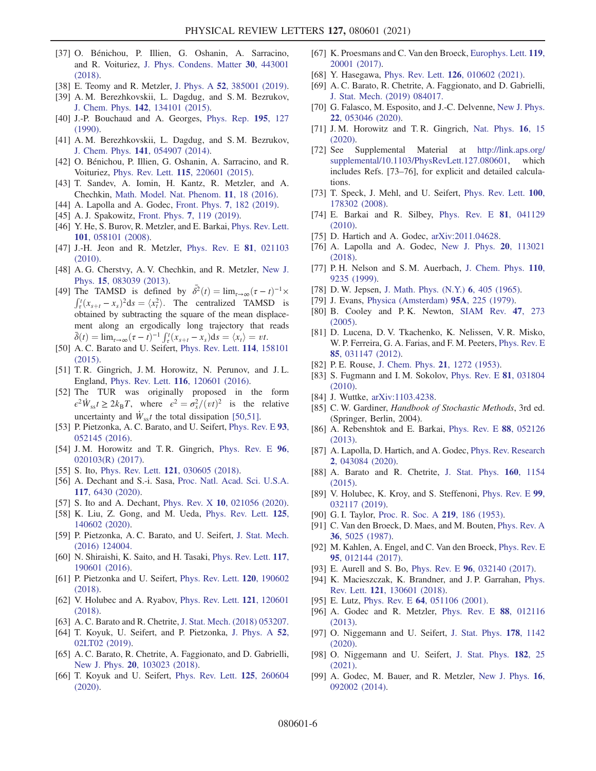[37] O. Bénichou, P. Illien, G. Oshanin, A. Sarracino, and R. Voituriez, J. Phys. Condens. Matter **30**, 443001 (2018).

[38] E. Teomy and R. Metzler, J. Phys. A **52**, 385001 (2019).

[39] A. M. Berezhkovskii, L. Dagdug, and S. M. Bezrukov, J. Chem. Phys. **142**, 134101 (2015).

[40] J.-P. Bouchaud and A. Georges, Phys. Rep. **195**, 127 (1990).

[41] A. M. Berezhkovskii, L. Dagdug, and S. M. Bezrukov, J. Chem. Phys. **141**, 054907 (2014).

[42] O. Bénichou, P. Illien, G. Oshanin, A. Sarracino, and R. Voituriez, Phys. Rev. Lett. **115**, 220601 (2015).

[43] T. Sandev, A. Iomin, H. Kantz, R. Metzler, and A. Chechkin, Math. Model. Nat. Phenom. **11**, 18 (2016).

[44] A. Lapolla and A. Godec, Front. Phys. **7**, 182 (2019).

[45] A. J. Spakowitz, Front. Phys. **7**, 119 (2019).

[46] Y. He, S. Burov, R. Metzler, and E. Barkai, Phys. Rev. Lett. **101**, 058101 (2008).

[47] J.-H. Jeon and R. Metzler, Phys. Rev. E **81**, 021103 (2010).

[48] A. G. Cherstvy, A. V. Chechkin, and R. Metzler, New J. Phys. **15**, 083039 (2013).

[49] The TAMSD is defined by $\bar{\delta}^2(t) = \lim_{\tau\to\infty}(\tau - t)^{-1} \times \int_\tau^t (x_{s+t} - x_s)^2 \mathrm{d}s = \langle x_t^2 \rangle$. The centralized TAMSD is obtained by subtracting the square of the mean displacement along an ergodically long trajectory that reads $\bar{\delta}(t) = \lim_{\tau\to\infty}(\tau - t)^{-1} \int_\tau^t (x_{s+t} - x_s) \mathrm{d}s = \langle x_t \rangle = vt$.

[50] A. C. Barato and U. Seifert, Phys. Rev. Lett. **114**, 158101 (2015).

[51] T. R. Gingrich, J. M. Horowitz, N. Perunov, and J. L. England, Phys. Rev. Lett. **116**, 120601 (2016).

[52] The TUR was originally proposed in the form $\epsilon^2 \dot{W}_{ss} t \geq 2k_B T$, where $\epsilon^2 = \sigma_x^2/(vt)^2$ is the relative uncertainty and $\dot{W}_{ss} t$ the total dissipation [50,51].

[53] P. Pietzonka, A. C. Barato, and U. Seifert, Phys. Rev. E **93**, 052145 (2016).

[54] J. M. Horowitz and T. R. Gingrich, Phys. Rev. E **96**, 020103(R) (2017).

[55] S. Ito, Phys. Rev. Lett. **121**, 030605 (2018).

[56] A. Dechant and S.-i. Sasa, Proc. Natl. Acad. Sci. U.S.A. **117**, 6430 (2020).

[57] S. Ito and A. Dechant, Phys. Rev. X **10**, 021056 (2020).

[58] K. Liu, Z. Gong, and M. Ueda, Phys. Rev. Lett. **125**, 140602 (2020).

[59] P. Pietzonka, A. C. Barato, and U. Seifert, J. Stat. Mech. (2016) 124004.

[60] N. Shiraishi, K. Saito, and H. Tasaki, Phys. Rev. Lett. **117**, 190601 (2016).

[61] P. Pietzonka and U. Seifert, Phys. Rev. Lett. **120**, 190602 (2018).

[62] V. Holubec and A. Ryabov, Phys. Rev. Lett. **121**, 120601 (2018).

[63] A. C. Barato and R. Chetrite, J. Stat. Mech. (2018) 053207.

[64] T. Koyuk, U. Seifert, and P. Pietzonka, J. Phys. A **52**, 02LT02 (2019).

[65] A. C. Barato, R. Chetrite, A. Faggionato, and D. Gabrielli, New J. Phys. **20**, 103023 (2018).

[66] T. Koyuk and U. Seifert, Phys. Rev. Lett. **125**, 260604 (2020).

[67] K. Proesmans and C. Van den Broeck, Europhys. Lett. **119**, 20001 (2017).

[68] Y. Hasegawa, Phys. Rev. Lett. **126**, 010602 (2021).

[69] A. C. Barato, R. Chetrite, A. Faggionato, and D. Gabrielli, J. Stat. Mech. (2019) 084017.

[70] G. Falasco, M. Esposito, and J.-C. Delvenne, New J. Phys. **22**, 053046 (2020).

[71] J. M. Horowitz and T. R. Gingrich, Nat. Phys. **16**, 15 (2020).

[72] See Supplemental Material at http://link.aps.org/supplemental/10.1103/PhysRevLett.127.080601, which includes Refs. [73–76], for explicit and detailed calculations.

[73] T. Speck, J. Mehl, and U. Seifert, Phys. Rev. Lett. **100**, 178302 (2008).

[74] E. Barkai and R. Silbey, Phys. Rev. E **81**, 041129 (2010).

[75] D. Hartich and A. Godec, arXiv:2011.04628.

[76] A. Lapolla and A. Godec, New J. Phys. **20**, 113021 (2018).

[77] P. H. Nelson and S. M. Auerbach, J. Chem. Phys. **110**, 9235 (1999).

[78] D. W. Jepsen, J. Math. Phys. (N.Y.) **6**, 405 (1965).

[79] J. Evans, Physica (Amsterdam) **95A**, 225 (1979).

[80] B. Cooley and P. K. Newton, SIAM Rev. **47**, 273 (2005).

[81] D. Lucena, D. V. Tkachenko, K. Nelissen, V. R. Misko, W. P. Ferreira, G. A. Farias, and F. M. Peeters, Phys. Rev. E **85**, 031147 (2012).

[82] P. E. Rouse, J. Chem. Phys. **21**, 1272 (1953).

[83] S. Fugmann and I. M. Sokolov, Phys. Rev. E **81**, 031804 (2010).

[84] J. Wuttke, arXiv:1103.4238.

[85] C. W. Gardiner, *Handbook of Stochastic Methods*, 3rd ed. (Springer, Berlin, 2004).

[86] A. Rebenshtok and E. Barkai, Phys. Rev. E **88**, 052126 (2013).

[87] A. Lapolla, D. Hartich, and A. Godec, Phys. Rev. Research **2**, 043084 (2020).

[88] A. Barato and R. Chetrite, J. Stat. Phys. **160**, 1154 (2015).

[89] V. Holubec, K. Kroy, and S. Steffenoni, Phys. Rev. E **99**, 032117 (2019).

[90] G. I. Taylor, Proc. R. Soc. A **219**, 186 (1953).

[91] C. Van den Broeck, D. Maes, and M. Bouten, Phys. Rev. A **36**, 5025 (1987).

[92] M. Kahlen, A. Engel, and C. Van den Broeck, Phys. Rev. E **95**, 012144 (2017).

[93] E. Aurell and S. Bo, Phys. Rev. E **96**, 032140 (2017).

[94] K. Macieszczak, K. Brandner, and J. P. Garrahan, Phys. Rev. Lett. **121**, 130601 (2018).

[95] E. Lutz, Phys. Rev. E **64**, 051106 (2001).

[96] A. Godec and R. Metzler, Phys. Rev. E **88**, 012116 (2013).

[97] O. Niggemann and U. Seifert, J. Stat. Phys. **178**, 1142 (2020).

[98] O. Niggemann and U. Seifert, J. Stat. Phys. **182**, 25 (2021).

[99] A. Godec, M. Bauer, and R. Metzler, New J. Phys. **16**, 092002 (2014).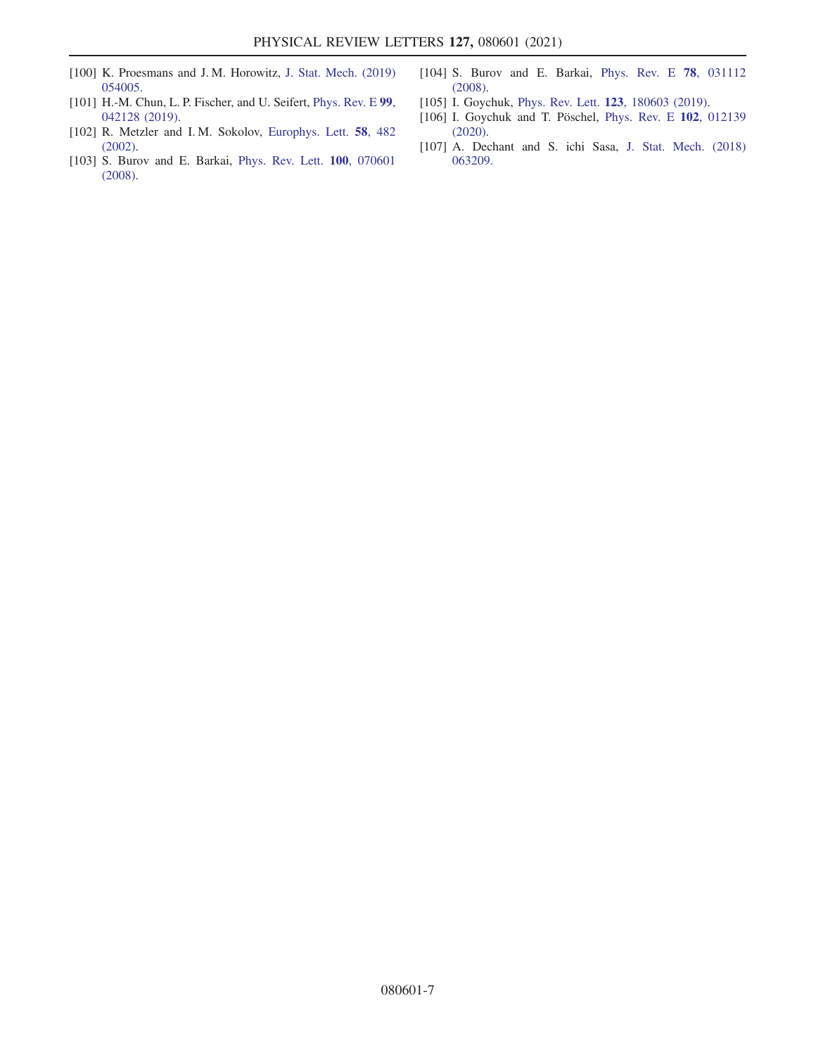[100] K. Proesmans and J. M. Horowitz, J. Stat. Mech. (2019) 054005.

[101] H.-M. Chun, L. P. Fischer, and U. Seifert, Phys. Rev. E **99**, 042128 (2019).

[102] R. Metzler and I. M. Sokolov, Europhys. Lett. **58**, 482 (2002).

[103] S. Burov and E. Barkai, Phys. Rev. Lett. **100**, 070601 (2008).

[104] S. Burov and E. Barkai, Phys. Rev. E **78**, 031112 (2008).

[105] I. Goychuk, Phys. Rev. Lett. **123**, 180603 (2019).

[106] I. Goychuk and T. Pöschel, Phys. Rev. E **102**, 012139 (2020).

[107] A. Dechant and S. ichi Sasa, J. Stat. Mech. (2018) 063209.